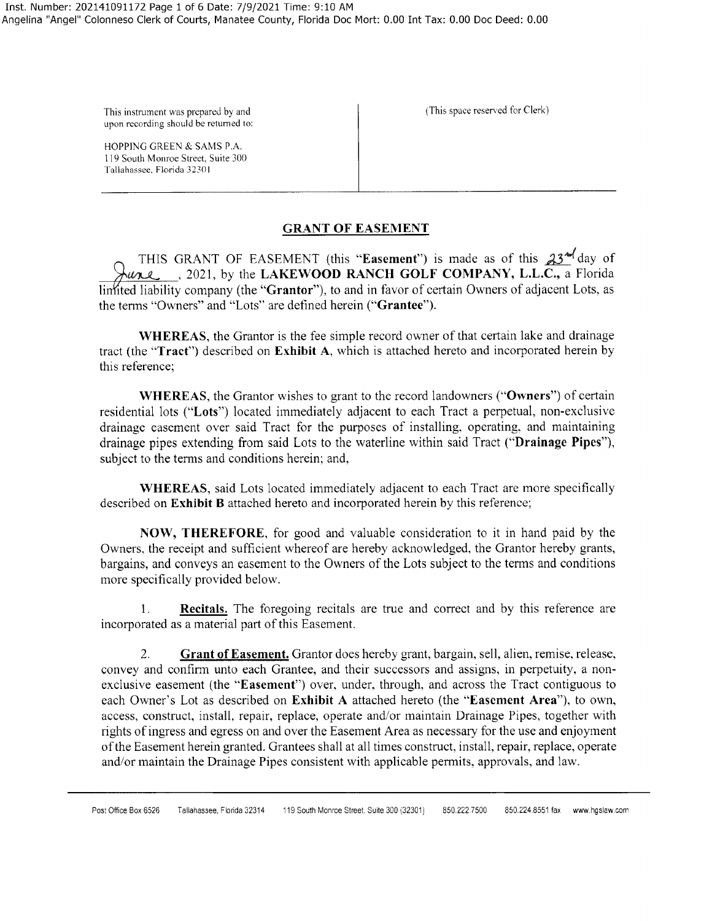Inst. Number: 202141091172 Page 1 of 6 Date: 7/9/2021 Time: 9:10 AM
Angelina "Angel" Colonneso Clerk of Courts, Manatee County, Florida Doc Mort: 0.00 Int Tax: 0.00 Doc Deed: 0.00

This instrument was prepared by and upon recording should be returned to:

HOPPING GREEN & SAMS P.A.
119 South Monroe Street, Suite 300
Tallahassee, Florida 32301

(This space reserved for Clerk)

## GRANT OF EASEMENT

THIS GRANT OF EASEMENT (this "**Easement**") is made as of this 23rd day of June, 2021, by the **LAKEWOOD RANCH GOLF COMPANY, L.L.C.,** a Florida limited liability company (the "**Grantor**"), to and in favor of certain Owners of adjacent Lots, as the terms "Owners" and "Lots" are defined herein ("**Grantee**").

**WHEREAS**, the Grantor is the fee simple record owner of that certain lake and drainage tract (the "**Tract**") described on **Exhibit A**, which is attached hereto and incorporated herein by this reference;

**WHEREAS**, the Grantor wishes to grant to the record landowners ("**Owners**") of certain residential lots ("**Lots**") located immediately adjacent to each Tract a perpetual, non-exclusive drainage easement over said Tract for the purposes of installing, operating, and maintaining drainage pipes extending from said Lots to the waterline within said Tract ("**Drainage Pipes**"), subject to the terms and conditions herein; and,

**WHEREAS**, said Lots located immediately adjacent to each Tract are more specifically described on **Exhibit B** attached hereto and incorporated herein by this reference;

**NOW, THEREFORE**, for good and valuable consideration to it in hand paid by the Owners, the receipt and sufficient whereof are hereby acknowledged, the Grantor hereby grants, bargains, and conveys an easement to the Owners of the Lots subject to the terms and conditions more specifically provided below.

1. **Recitals.** The foregoing recitals are true and correct and by this reference are incorporated as a material part of this Easement.

2. **Grant of Easement.** Grantor does hereby grant, bargain, sell, alien, remise, release, convey and confirm unto each Grantee, and their successors and assigns, in perpetuity, a non-exclusive easement (the "**Easement**") over, under, through, and across the Tract contiguous to each Owner's Lot as described on **Exhibit A** attached hereto (the "**Easement Area**"), to own, access, construct, install, repair, replace, operate and/or maintain Drainage Pipes, together with rights of ingress and egress on and over the Easement Area as necessary for the use and enjoyment of the Easement herein granted. Grantees shall at all times construct, install, repair, replace, operate and/or maintain the Drainage Pipes consistent with applicable permits, approvals, and law.

Post Office Box 6526 Tallahassee, Florida 32314 119 South Monroe Street, Suite 300 (32301) 850.222.7500 850.224.8551 fax www.hgslaw.com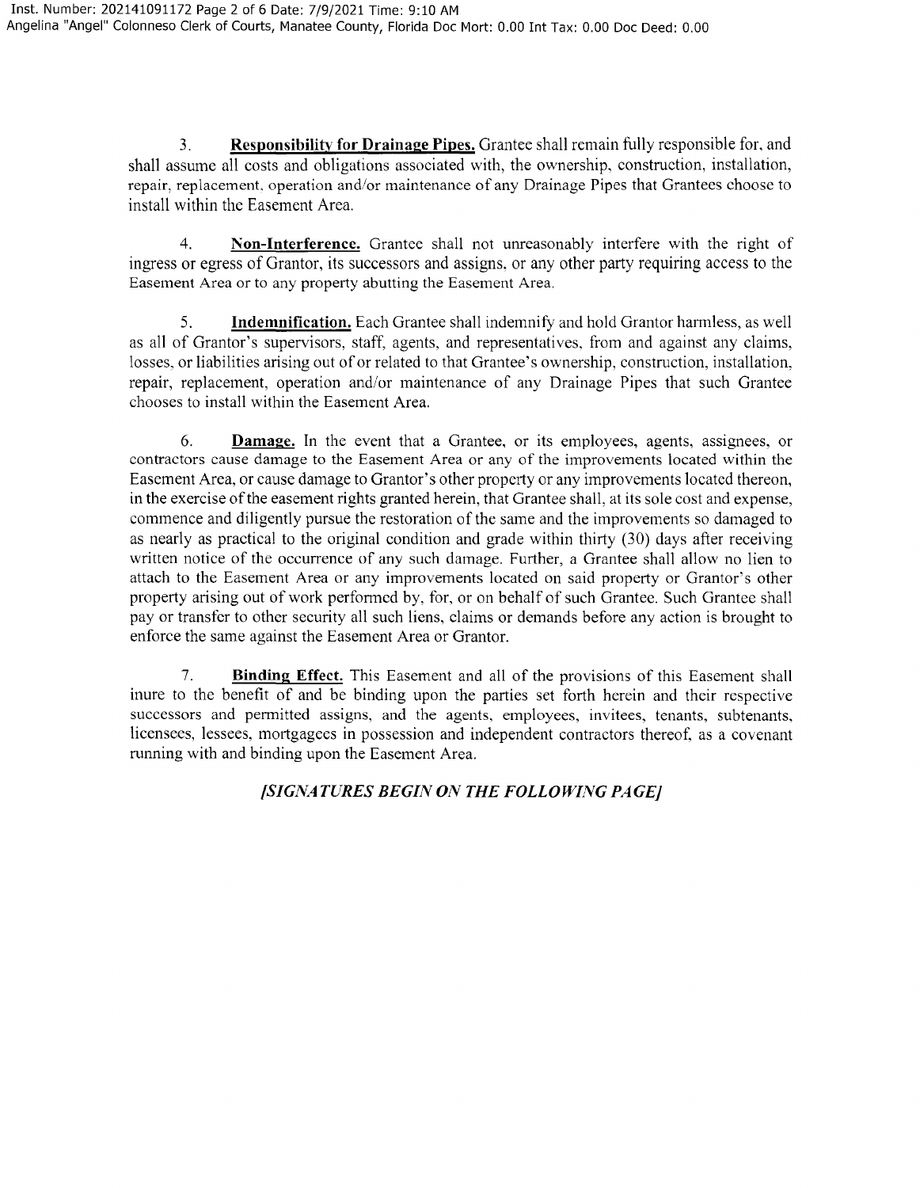3. **Responsibility for Drainage Pipes.** Grantee shall remain fully responsible for, and shall assume all costs and obligations associated with, the ownership, construction, installation, repair, replacement, operation and/or maintenance of any Drainage Pipes that Grantees choose to install within the Easement Area.

4. **Non-Interference.** Grantee shall not unreasonably interfere with the right of ingress or egress of Grantor, its successors and assigns, or any other party requiring access to the Easement Area or to any property abutting the Easement Area.

5. **Indemnification.** Each Grantee shall indemnify and hold Grantor harmless, as well as all of Grantor's supervisors, staff, agents, and representatives, from and against any claims, losses, or liabilities arising out of or related to that Grantee's ownership, construction, installation, repair, replacement, operation and/or maintenance of any Drainage Pipes that such Grantee chooses to install within the Easement Area.

6. **Damage.** In the event that a Grantee, or its employees, agents, assignees, or contractors cause damage to the Easement Area or any of the improvements located within the Easement Area, or cause damage to Grantor's other property or any improvements located thereon, in the exercise of the easement rights granted herein, that Grantee shall, at its sole cost and expense, commence and diligently pursue the restoration of the same and the improvements so damaged to as nearly as practical to the original condition and grade within thirty (30) days after receiving written notice of the occurrence of any such damage. Further, a Grantee shall allow no lien to attach to the Easement Area or any improvements located on said property or Grantor's other property arising out of work performed by, for, or on behalf of such Grantee. Such Grantee shall pay or transfer to other security all such liens, claims or demands before any action is brought to enforce the same against the Easement Area or Grantor.

7. **Binding Effect.** This Easement and all of the provisions of this Easement shall inure to the benefit of and be binding upon the parties set forth herein and their respective successors and permitted assigns, and the agents, employees, invitees, tenants, subtenants, licensees, lessees, mortgagees in possession and independent contractors thereof, as a covenant running with and binding upon the Easement Area.

***[SIGNATURES BEGIN ON THE FOLLOWING PAGE]***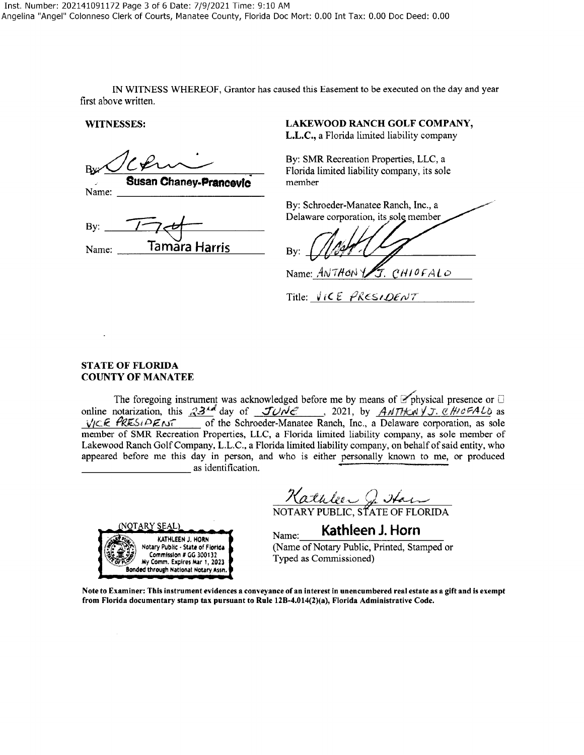IN WITNESS WHEREOF, Grantor has caused this Easement to be executed on the day and year first above written.

**WITNESSES:**

By: ______________________
Name: **Susan Chaney-Prancevic**

By: ______________________
Name: Tamara Harris

**LAKEWOOD RANCH GOLF COMPANY, L.L.C.,** a Florida limited liability company

By: SMR Recreation Properties, LLC, a Florida limited liability company, its sole member

By: Schroeder-Manatee Ranch, Inc., a Delaware corporation, its sole member

By: ______________________
Name: ANTHONY J. CHIOFALO
Title: VICE PRESIDENT

**STATE OF FLORIDA**
**COUNTY OF MANATEE**

The foregoing instrument was acknowledged before me by means of ☑ physical presence or ☐ online notarization, this 23rd day of JUNE, 2021, by ANTHONY J. CHIOFALO as VICE PRESIDENT of the Schroeder-Manatee Ranch, Inc., a Delaware corporation, as sole member of SMR Recreation Properties, LLC, a Florida limited liability company, as sole member of Lakewood Ranch Golf Company, L.L.C., a Florida limited liability company, on behalf of said entity, who appeared before me this day in person, and who is either personally known to me, or produced ______________________ as identification.

(NOTARY SEAL)
KATHLEEN J. HORN
Notary Public - State of Florida
Commission # GG 300132
My Comm. Expires Mar 1, 2023
Bonded through National Notary Assn.

______________________
NOTARY PUBLIC, STATE OF FLORIDA

Name: **Kathleen J. Horn**
(Name of Notary Public, Printed, Stamped or Typed as Commissioned)

**Note to Examiner: This instrument evidences a conveyance of an interest in unencumbered real estate as a gift and is exempt from Florida documentary stamp tax pursuant to Rule 12B-4.014(2)(a), Florida Administrative Code.**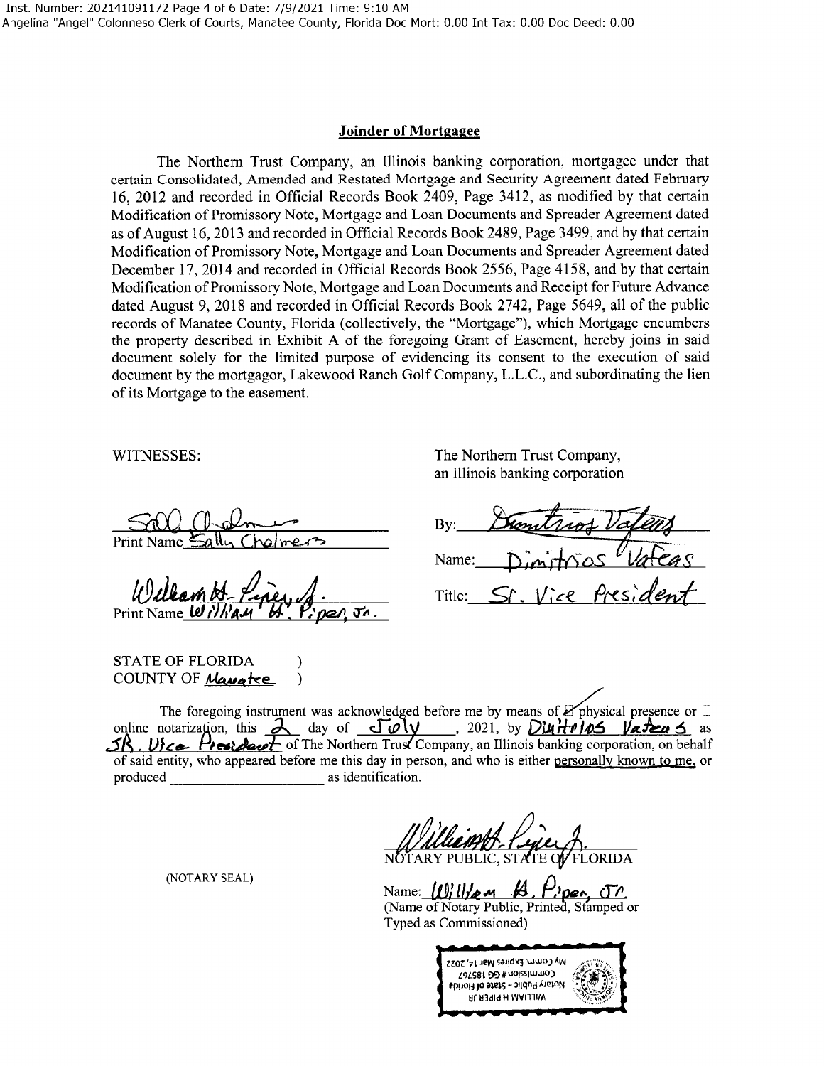## Joinder of Mortgagee

The Northern Trust Company, an Illinois banking corporation, mortgagee under that certain Consolidated, Amended and Restated Mortgage and Security Agreement dated February 16, 2012 and recorded in Official Records Book 2409, Page 3412, as modified by that certain Modification of Promissory Note, Mortgage and Loan Documents and Spreader Agreement dated as of August 16, 2013 and recorded in Official Records Book 2489, Page 3499, and by that certain Modification of Promissory Note, Mortgage and Loan Documents and Spreader Agreement dated December 17, 2014 and recorded in Official Records Book 2556, Page 4158, and by that certain Modification of Promissory Note, Mortgage and Loan Documents and Receipt for Future Advance dated August 9, 2018 and recorded in Official Records Book 2742, Page 5649, all of the public records of Manatee County, Florida (collectively, the "Mortgage"), which Mortgage encumbers the property described in Exhibit A of the foregoing Grant of Easement, hereby joins in said document solely for the limited purpose of evidencing its consent to the execution of said document by the mortgagor, Lakewood Ranch Golf Company, L.L.C., and subordinating the lien of its Mortgage to the easement.

WITNESSES:

[Signature]
Print Name Sally Chalmers

[Signature]
Print Name William H. Piper, Jr.

The Northern Trust Company,
an Illinois banking corporation

By: [Signature]
Name: Dimitrios Vafeas
Title: Sr. Vice President

STATE OF FLORIDA )
COUNTY OF Manatee )

The foregoing instrument was acknowledged before me by means of ☑ physical presence or ☐ online notarization, this 2 day of July, 2021, by Dimitrios Vafeas as SR. Vice President of The Northern Trust Company, an Illinois banking corporation, on behalf of said entity, who appeared before me this day in person, and who is either personally known to me, or produced ____________________ as identification.

[Signature]
NOTARY PUBLIC, STATE OF FLORIDA

(NOTARY SEAL)

Name: William H. Piper, Jr.
(Name of Notary Public, Printed, Stamped or Typed as Commissioned)

WILLIAM H PIPER JR
Notary Public - State of Florida
Commission # GG 185767
My Comm. Expires Mar 14, 2022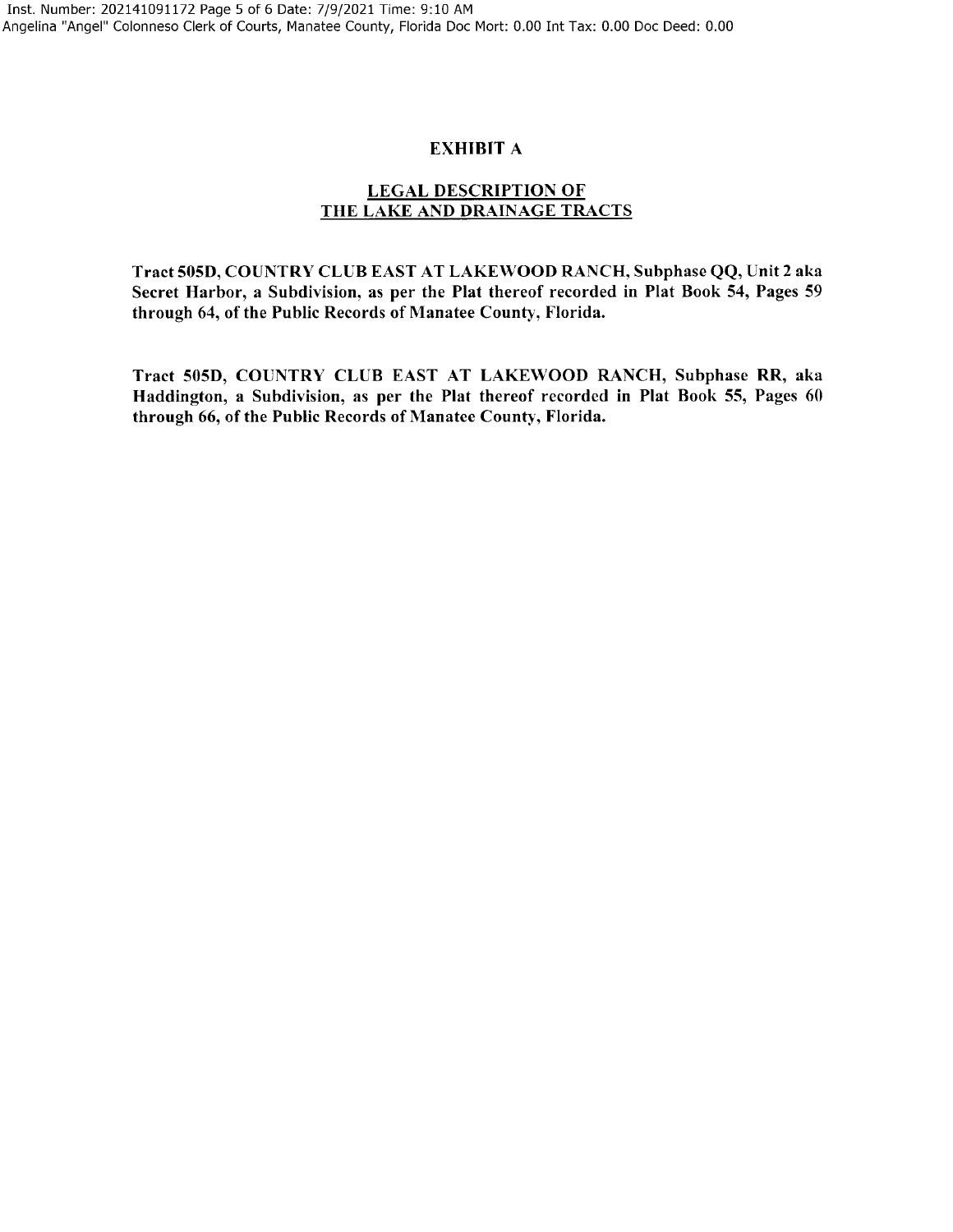## EXHIBIT A

## LEGAL DESCRIPTION OF THE LAKE AND DRAINAGE TRACTS

**Tract 505D, COUNTRY CLUB EAST AT LAKEWOOD RANCH, Subphase QQ, Unit 2 aka Secret Harbor, a Subdivision, as per the Plat thereof recorded in Plat Book 54, Pages 59 through 64, of the Public Records of Manatee County, Florida.**

**Tract 505D, COUNTRY CLUB EAST AT LAKEWOOD RANCH, Subphase RR, aka Haddington, a Subdivision, as per the Plat thereof recorded in Plat Book 55, Pages 60 through 66, of the Public Records of Manatee County, Florida.**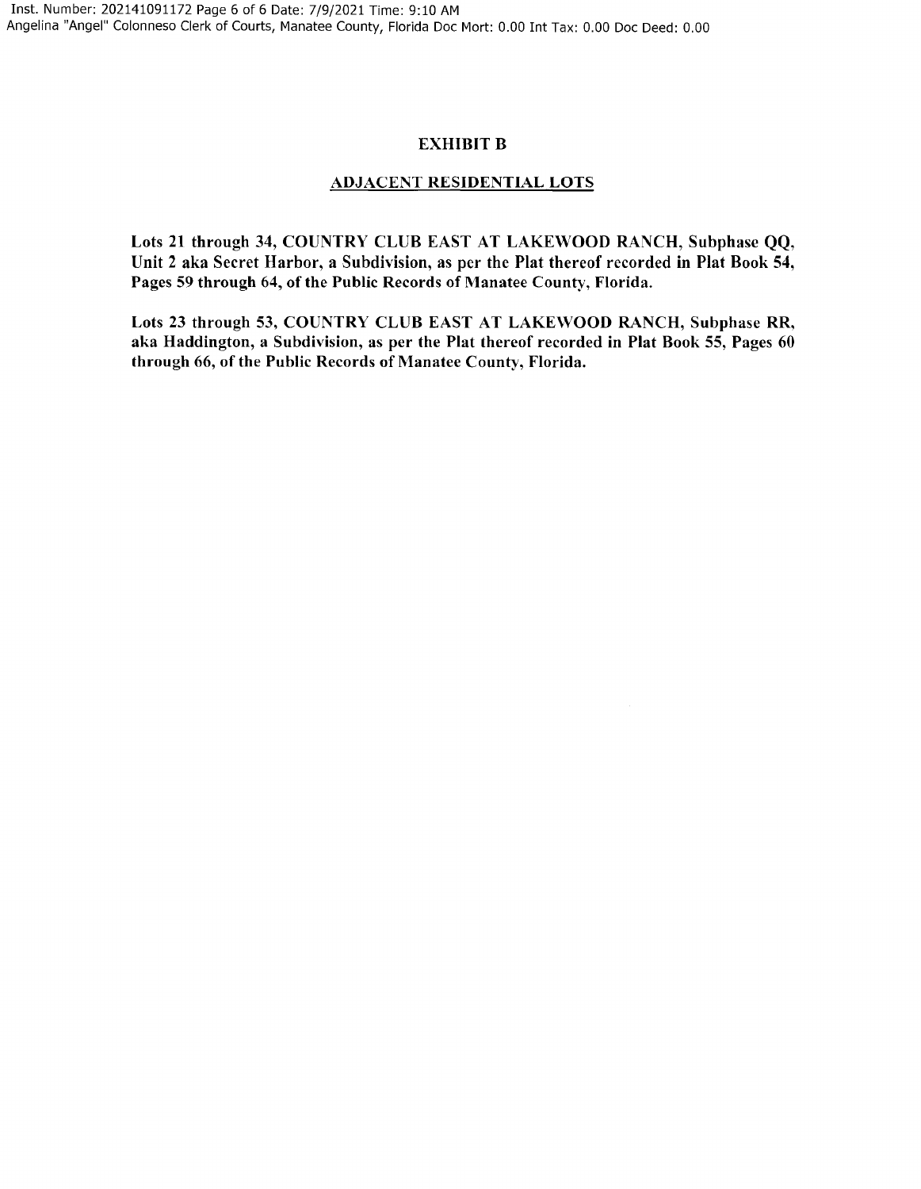## EXHIBIT B

## ADJACENT RESIDENTIAL LOTS

**Lots 21 through 34, COUNTRY CLUB EAST AT LAKEWOOD RANCH, Subphase QQ, Unit 2 aka Secret Harbor, a Subdivision, as per the Plat thereof recorded in Plat Book 54, Pages 59 through 64, of the Public Records of Manatee County, Florida.**

**Lots 23 through 53, COUNTRY CLUB EAST AT LAKEWOOD RANCH, Subphase RR, aka Haddington, a Subdivision, as per the Plat thereof recorded in Plat Book 55, Pages 60 through 66, of the Public Records of Manatee County, Florida.**